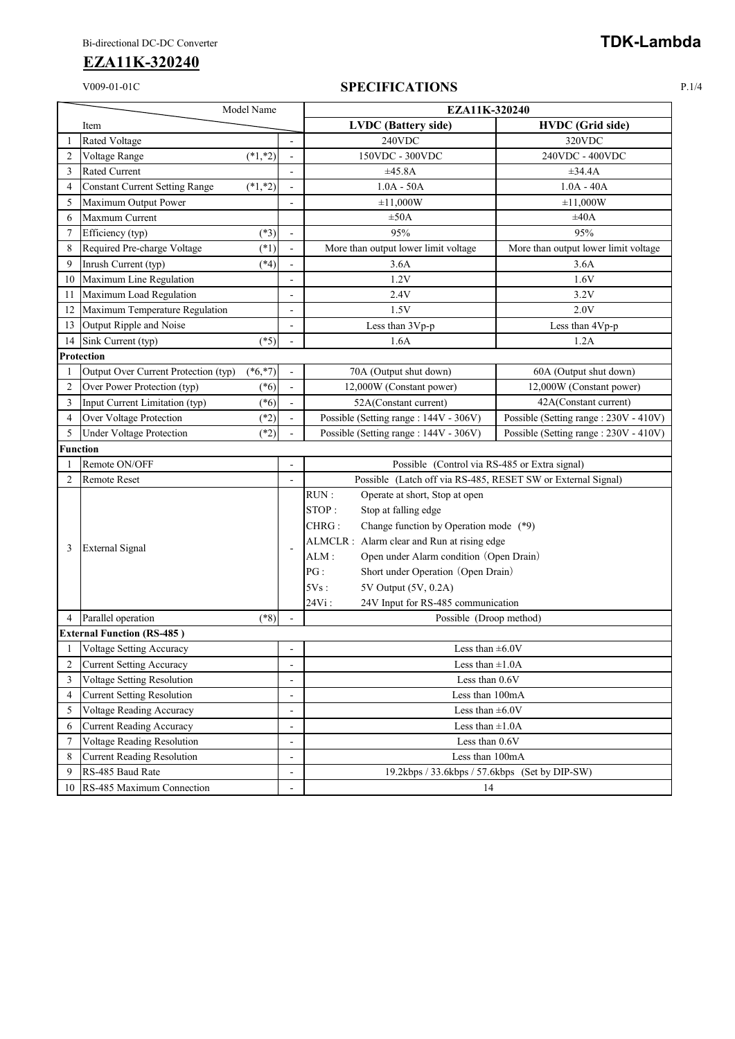Bi-directional DC-DC Converter

**TDK-Lambda**

# EZA11K-320240

V009-01-01C

## SPECIFICATIONS

| | Item / Model Name | | | EZA11K-320240 | |
|---|---|---|---|---|---|
| | Item | | | **LVDC (Battery side)** | **HVDC (Grid side)** |
| 1 | Rated Voltage | | - | 240VDC | 320VDC |
| 2 | Voltage Range | (*1,*2) | - | 150VDC - 300VDC | 240VDC - 400VDC |
| 3 | Rated Current | | - | ±45.8A | ±34.4A |
| 4 | Constant Current Setting Range | (*1,*2) | - | 1.0A - 50A | 1.0A - 40A |
| 5 | Maximum Output Power | | - | ±11,000W | ±11,000W |
| 6 | Maxmum Current | | | ±50A | ±40A |
| 7 | Efficiency (typ) | (*3) | - | 95% | 95% |
| 8 | Required Pre-charge Voltage | (*1) | - | More than output lower limit voltage | More than output lower limit voltage |
| 9 | Inrush Current (typ) | (*4) | - | 3.6A | 3.6A |
| 10 | Maximum Line Regulation | | - | 1.2V | 1.6V |
| 11 | Maximum Load Regulation | | - | 2.4V | 3.2V |
| 12 | Maximum Temperature Regulation | | - | 1.5V | 2.0V |
| 13 | Output Ripple and Noise | | - | Less than 3Vp-p | Less than 4Vp-p |
| 14 | Sink Current (typ) | (*5) | - | 1.6A | 1.2A |
| **Protection** | | | | | |
| 1 | Output Over Current Protection (typ) | (*6,*7) | - | 70A (Output shut down) | 60A (Output shut down) |
| 2 | Over Power Protection (typ) | (*6) | - | 12,000W (Constant power) | 12,000W (Constant power) |
| 3 | Input Current Limitation (typ) | (*6) | - | 52A(Constant current) | 42A(Constant current) |
| 4 | Over Voltage Protection | (*2) | - | Possible (Setting range : 144V - 306V) | Possible (Setting range : 230V - 410V) |
| 5 | Under Voltage Protection | (*2) | - | Possible (Setting range : 144V - 306V) | Possible (Setting range : 230V - 410V) |
| **Function** | | | | | |
| 1 | Remote ON/OFF | | - | Possible (Control via RS-485 or Extra signal) | |
| 2 | Remote Reset | | - | Possible (Latch off via RS-485, RESET SW or External Signal) | |
| 3 | External Signal | | - | RUN : Operate at short, Stop at open<br>STOP : Stop at falling edge<br>CHRG : Change function by Operation mode (*9)<br>ALMCLR : Alarm clear and Run at rising edge<br>ALM : Open under Alarm condition (Open Drain)<br>PG : Short under Operation (Open Drain)<br>5Vs : 5V Output (5V, 0.2A)<br>24Vi : 24V Input for RS-485 communication | |
| 4 | Parallel operation | (*8) | - | Possible (Droop method) | |
| **External Function (RS-485 )** | | | | | |
| 1 | Voltage Setting Accuracy | | - | Less than ±6.0V | |
| 2 | Current Setting Accuracy | | - | Less than ±1.0A | |
| 3 | Voltage Setting Resolution | | - | Less than 0.6V | |
| 4 | Current Setting Resolution | | - | Less than 100mA | |
| 5 | Voltage Reading Accuracy | | - | Less than ±6.0V | |
| 6 | Current Reading Accuracy | | - | Less than ±1.0A | |
| 7 | Voltage Reading Resolution | | - | Less than 0.6V | |
| 8 | Current Reading Resolution | | - | Less than 100mA | |
| 9 | RS-485 Baud Rate | | - | 19.2kbps / 33.6kbps / 57.6kbps (Set by DIP-SW) | |
| 10 | RS-485 Maximum Connection | | - | 14 | |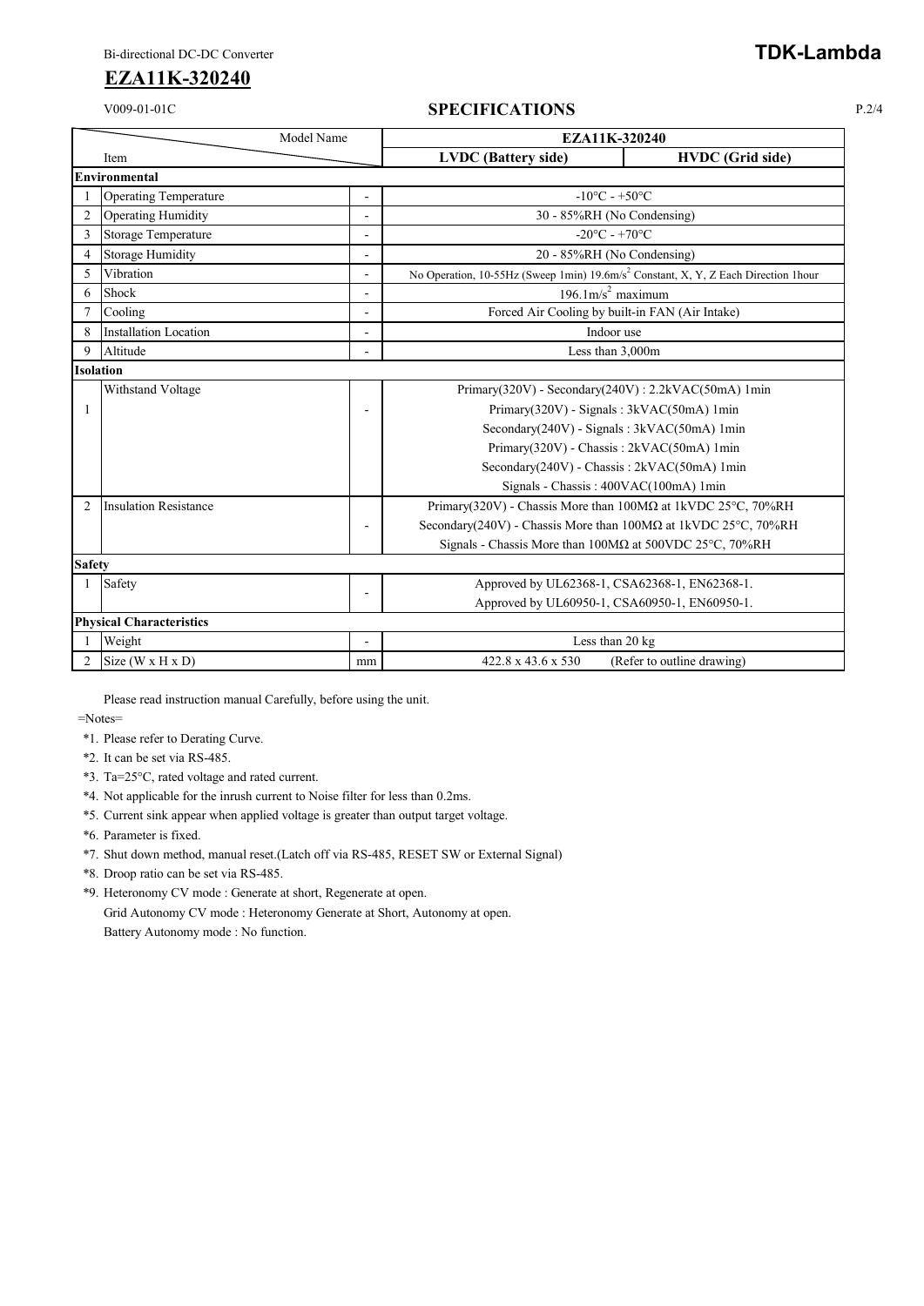Bi-directional DC-DC Converter

# EZA11K-320240

V009-01-01C

## SPECIFICATIONS

| | Item | | EZA11K-320240 LVDC (Battery side) | EZA11K-320240 HVDC (Grid side) |
|---|---|---|---|---|
| **Environmental** | | | | |
| 1 | Operating Temperature | - | -10°C - +50°C | |
| 2 | Operating Humidity | - | 30 - 85%RH (No Condensing) | |
| 3 | Storage Temperature | - | -20°C - +70°C | |
| 4 | Storage Humidity | - | 20 - 85%RH (No Condensing) | |
| 5 | Vibration | - | No Operation, 10-55Hz (Sweep 1min) 19.6m/s$^2$ Constant, X, Y, Z Each Direction 1hour | |
| 6 | Shock | - | 196.1m/s$^2$ maximum | |
| 7 | Cooling | - | Forced Air Cooling by built-in FAN (Air Intake) | |
| 8 | Installation Location | - | Indoor use | |
| 9 | Altitude | - | Less than 3,000m | |
| **Isolation** | | | | |
| 1 | Withstand Voltage | - | Primary(320V) - Secondary(240V) : 2.2kVAC(50mA) 1min<br>Primary(320V) - Signals : 3kVAC(50mA) 1min<br>Secondary(240V) - Signals : 3kVAC(50mA) 1min<br>Primary(320V) - Chassis : 2kVAC(50mA) 1min<br>Secondary(240V) - Chassis : 2kVAC(50mA) 1min<br>Signals - Chassis : 400VAC(100mA) 1min | |
| 2 | Insulation Resistance | - | Primary(320V) - Chassis More than 100MΩ at 1kVDC 25°C, 70%RH<br>Secondary(240V) - Chassis More than 100MΩ at 1kVDC 25°C, 70%RH<br>Signals - Chassis More than 100MΩ at 500VDC 25°C, 70%RH | |
| **Safety** | | | | |
| 1 | Safety | - | Approved by UL62368-1, CSA62368-1, EN62368-1.<br>Approved by UL60950-1, CSA60950-1, EN60950-1. | |
| **Physical Characteristics** | | | | |
| 1 | Weight | - | Less than 20 kg | |
| 2 | Size (W x H x D) | mm | 422.8 x 43.6 x 530 (Refer to outline drawing) | |

Please read instruction manual Carefully, before using the unit.

=Notes=

*1. Please refer to Derating Curve.

*2. It can be set via RS-485.

*3. Ta=25°C, rated voltage and rated current.

*4. Not applicable for the inrush current to Noise filter for less than 0.2ms.

*5. Current sink appear when applied voltage is greater than output target voltage.

*6. Parameter is fixed.

*7. Shut down method, manual reset.(Latch off via RS-485, RESET SW or External Signal)

*8. Droop ratio can be set via RS-485.

*9. Heteronomy CV mode : Generate at short, Regenerate at open.
Grid Autonomy CV mode : Heteronomy Generate at Short, Autonomy at open.
Battery Autonomy mode : No function.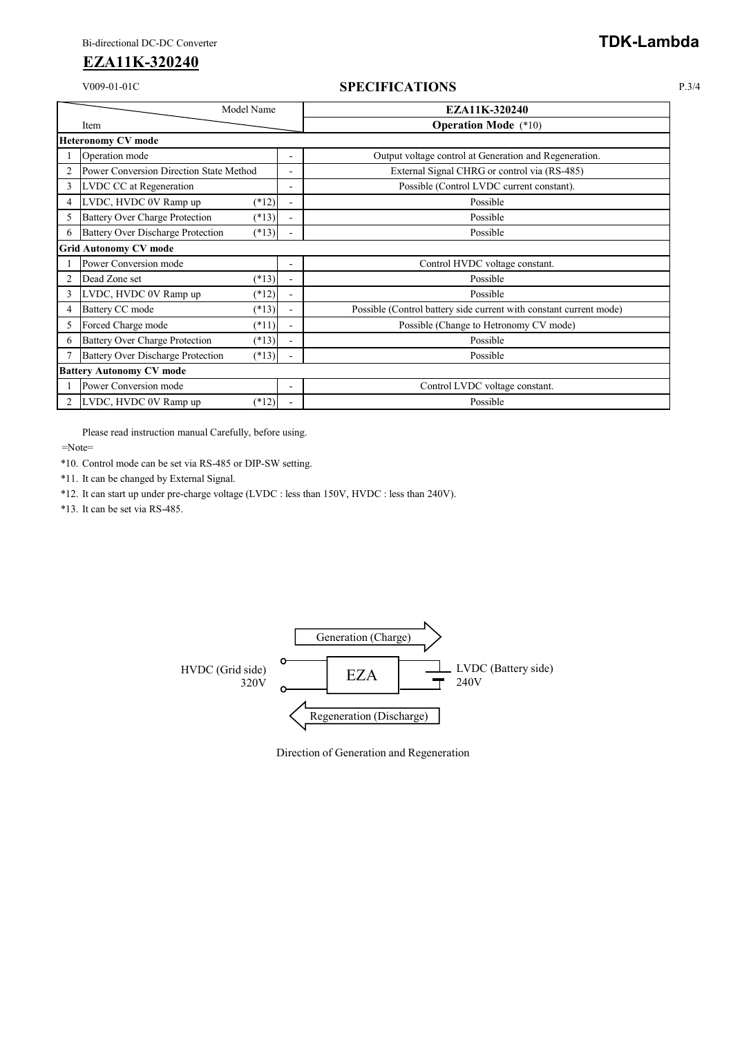Bi-directional DC-DC Converter

# EZA11K-320240

V009-01-01C

## SPECIFICATIONS

| | Item / Model Name | | | EZA11K-320240 |
|---|---|---|---|---|
| | | | | **Operation Mode** (*10) |
| **Heteronomy CV mode** | | | | |
| 1 | Operation mode | | - | Output voltage control at Generation and Regeneration. |
| 2 | Power Conversion Direction State Method | | - | External Signal CHRG or control via (RS-485) |
| 3 | LVDC CC at Regeneration | | - | Possible (Control LVDC current constant). |
| 4 | LVDC, HVDC 0V Ramp up | (*12) | - | Possible |
| 5 | Battery Over Charge Protection | (*13) | - | Possible |
| 6 | Battery Over Discharge Protection | (*13) | - | Possible |
| **Grid Autonomy CV mode** | | | | |
| 1 | Power Conversion mode | | - | Control HVDC voltage constant. |
| 2 | Dead Zone set | (*13) | - | Possible |
| 3 | LVDC, HVDC 0V Ramp up | (*12) | - | Possible |
| 4 | Battery CC mode | (*13) | - | Possible (Control battery side current with constant current mode) |
| 5 | Forced Charge mode | (*11) | - | Possible (Change to Hetronomy CV mode) |
| 6 | Battery Over Charge Protection | (*13) | - | Possible |
| 7 | Battery Over Discharge Protection | (*13) | - | Possible |
| **Battery Autonomy CV mode** | | | | |
| 1 | Power Conversion mode | | - | Control LVDC voltage constant. |
| 2 | LVDC, HVDC 0V Ramp up | (*12) | - | Possible |

Please read instruction manual Carefully, before using.

=Note=

*10. Control mode can be set via RS-485 or DIP-SW setting.

*11. It can be changed by External Signal.

*12. It can start up under pre-charge voltage (LVDC : less than 150V, HVDC : less than 240V).

*13. It can be set via RS-485.

Generation (Charge)

HVDC (Grid side) 320V — EZA — LVDC (Battery side) 240V

Regeneration (Discharge)

Direction of Generation and Regeneration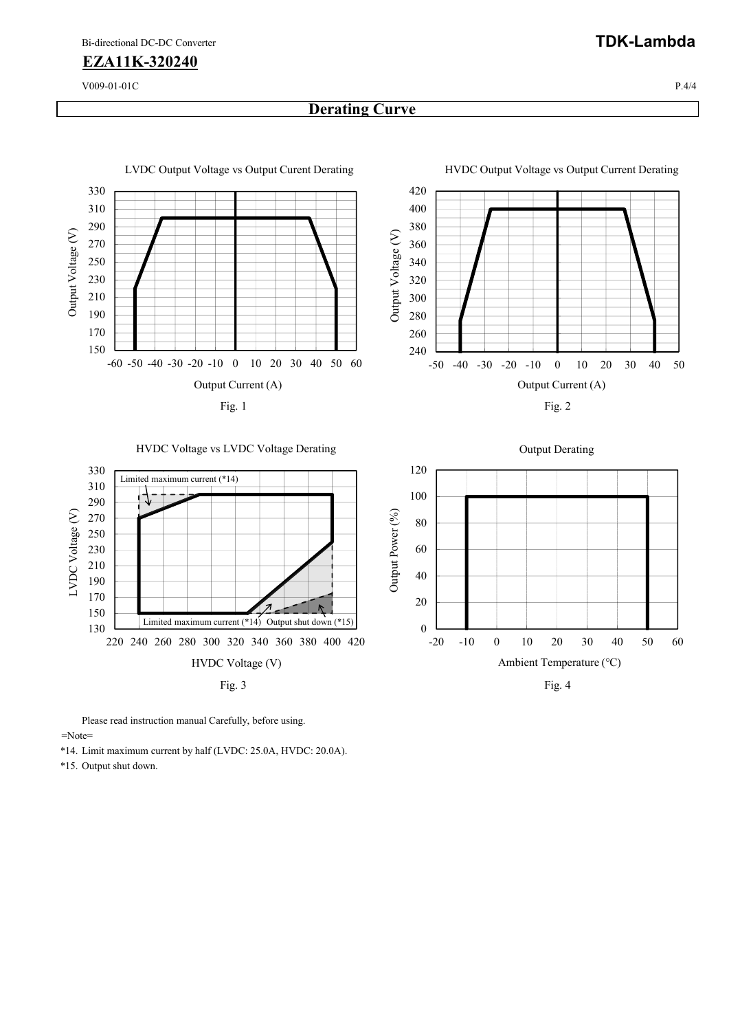## Derating Curve

LVDC Output Voltage vs Output Curent Derating

Output Voltage (V)

330
310
290
270
250
230
210
190
170
150

-60 -50 -40 -30 -20 -10 0 10 20 30 40 50 60

Output Current (A)

Fig. 1

HVDC Output Voltage vs Output Current Derating

Output Voltage (V)

420
400
380
360
340
320
300
280
260
240

-50 -40 -30 -20 -10 0 10 20 30 40 50

Output Current (A)

Fig. 2

HVDC Voltage vs LVDC Voltage Derating

LVDC Voltage (V)

330
310
290
270
250
230
210
190
170
150
130

Limited maximum current (*14)

Limited maximum current (*14)

Output shut down (*15)

220 240 260 280 300 320 340 360 380 400 420

HVDC Voltage (V)

Fig. 3

Output Derating

Output Power (%)

120
100
80
60
40
20
0

-20 -10 0 10 20 30 40 50 60

Ambient Temperature (°C)

Fig. 4

Please read instruction manual Carefully, before using.

=Note=

*14. Limit maximum current by half (LVDC: 25.0A, HVDC: 20.0A).

*15. Output shut down.